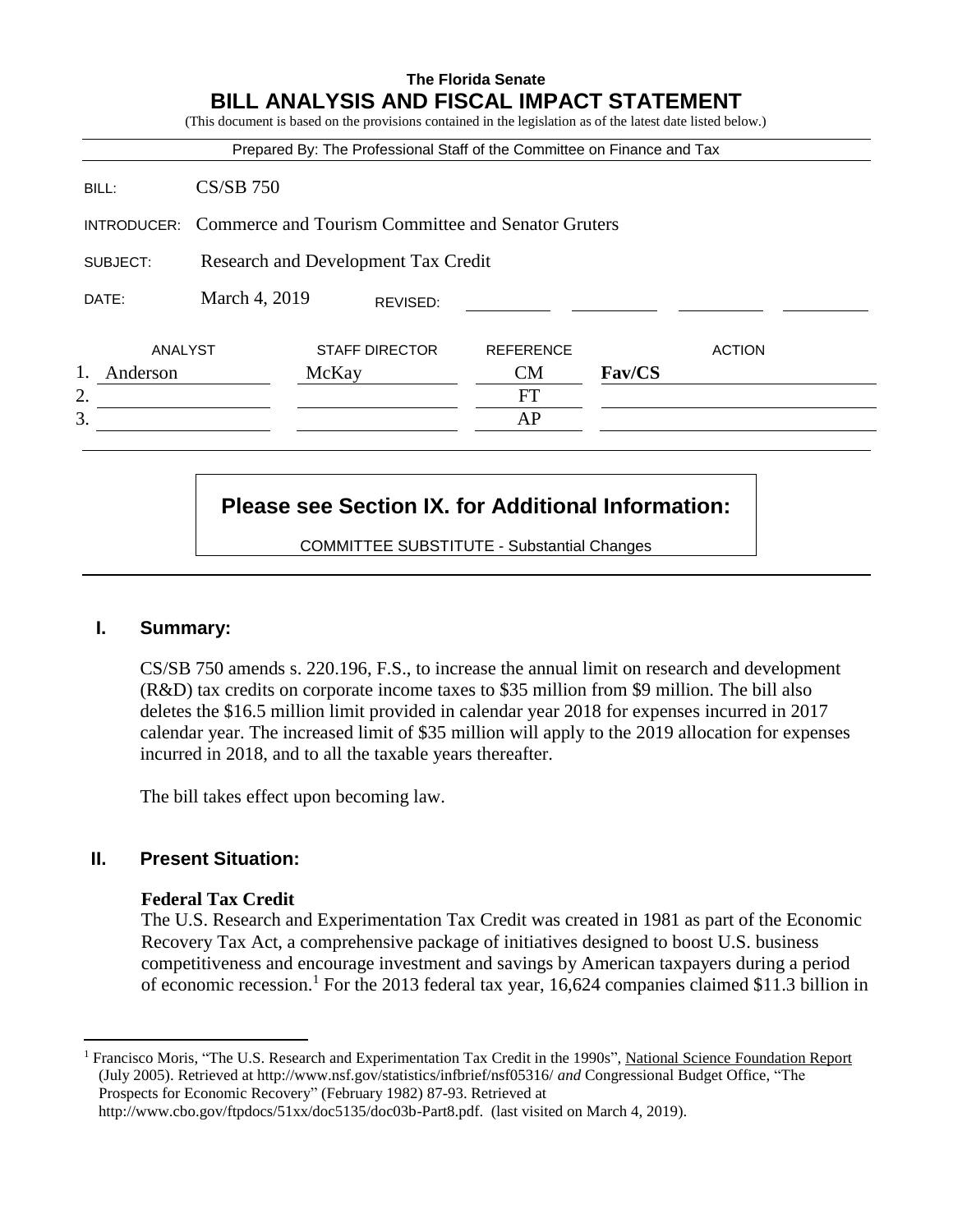**The Florida Senate**

# BILL ANALYSIS AND FISCAL IMPACT STATEMENT

(This document is based on the provisions contained in the legislation as of the latest date listed below.)

Prepared By: The Professional Staff of the Committee on Finance and Tax

BILL: CS/SB 750

INTRODUCER: Commerce and Tourism Committee and Senator Gruters

SUBJECT: Research and Development Tax Credit

DATE: March 4, 2019 REVISED:

| | ANALYST | STAFF DIRECTOR | REFERENCE | ACTION |
|---|---|---|---|---|
| 1. | Anderson | McKay | CM | **Fav/CS** |
| 2. | | | FT | |
| 3. | | | AP | |

**Please see Section IX. for Additional Information:**

COMMITTEE SUBSTITUTE - Substantial Changes

## I. Summary:

CS/SB 750 amends s. 220.196, F.S., to increase the annual limit on research and development (R&D) tax credits on corporate income taxes to $35 million from $9 million. The bill also deletes the $16.5 million limit provided in calendar year 2018 for expenses incurred in 2017 calendar year. The increased limit of $35 million will apply to the 2019 allocation for expenses incurred in 2018, and to all the taxable years thereafter.

The bill takes effect upon becoming law.

## II. Present Situation:

### Federal Tax Credit

The U.S. Research and Experimentation Tax Credit was created in 1981 as part of the Economic Recovery Tax Act, a comprehensive package of initiatives designed to boost U.S. business competitiveness and encourage investment and savings by American taxpayers during a period of economic recession.[1] For the 2013 federal tax year, 16,624 companies claimed $11.3 billion in

---

[1] Francisco Moris, "The U.S. Research and Experimentation Tax Credit in the 1990s", National Science Foundation Report (July 2005). Retrieved at http://www.nsf.gov/statistics/infbrief/nsf05316/ *and* Congressional Budget Office, "The Prospects for Economic Recovery" (February 1982) 87-93. Retrieved at http://www.cbo.gov/ftpdocs/51xx/doc5135/doc03b-Part8.pdf. (last visited on March 4, 2019).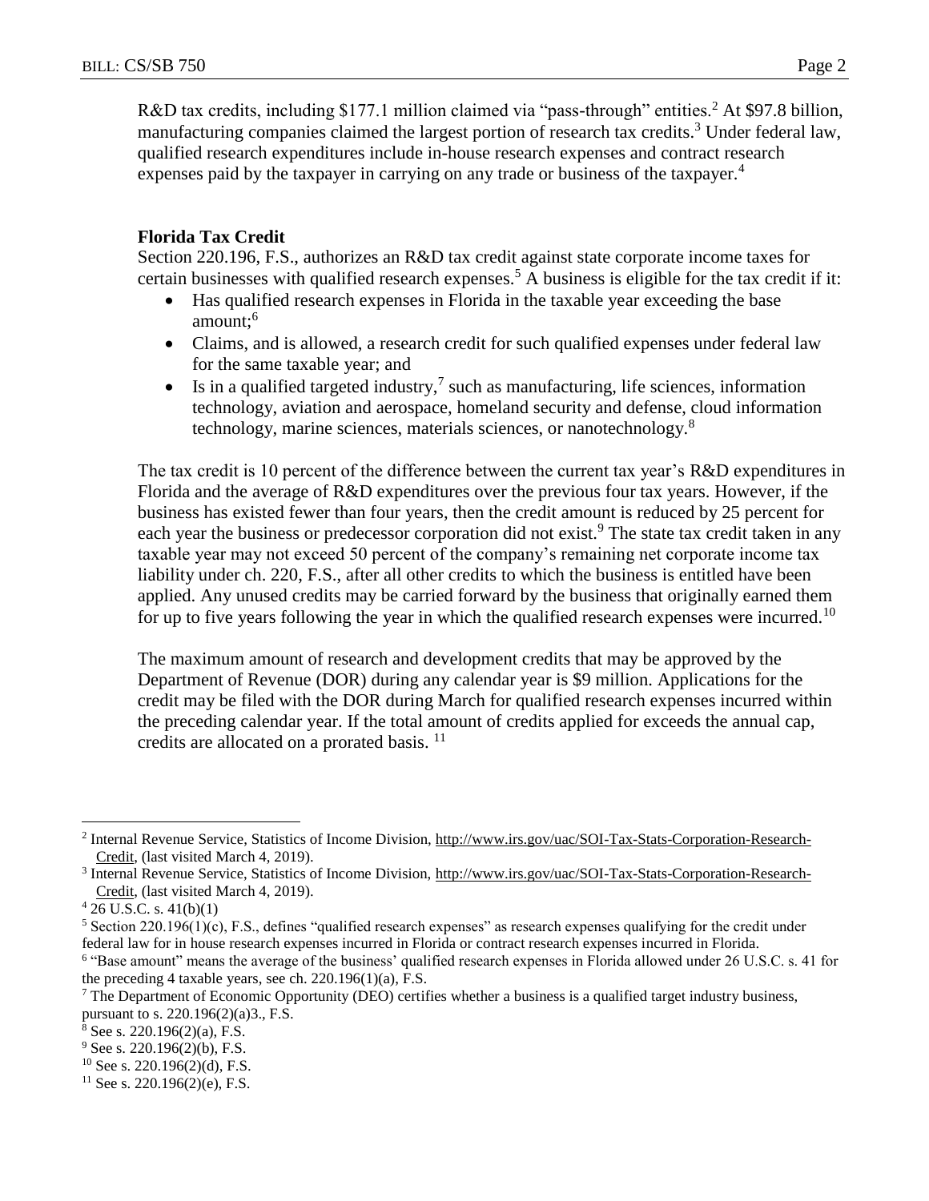R&D tax credits, including $177.1 million claimed via "pass-through" entities.[2] At $97.8 billion, manufacturing companies claimed the largest portion of research tax credits.[3] Under federal law, qualified research expenditures include in-house research expenses and contract research expenses paid by the taxpayer in carrying on any trade or business of the taxpayer.[4]

**Florida Tax Credit**

Section 220.196, F.S., authorizes an R&D tax credit against state corporate income taxes for certain businesses with qualified research expenses.[5] A business is eligible for the tax credit if it:

- Has qualified research expenses in Florida in the taxable year exceeding the base amount;[6]
- Claims, and is allowed, a research credit for such qualified expenses under federal law for the same taxable year; and
- Is in a qualified targeted industry,[7] such as manufacturing, life sciences, information technology, aviation and aerospace, homeland security and defense, cloud information technology, marine sciences, materials sciences, or nanotechnology.[8]

The tax credit is 10 percent of the difference between the current tax year's R&D expenditures in Florida and the average of R&D expenditures over the previous four tax years. However, if the business has existed fewer than four years, then the credit amount is reduced by 25 percent for each year the business or predecessor corporation did not exist.[9] The state tax credit taken in any taxable year may not exceed 50 percent of the company's remaining net corporate income tax liability under ch. 220, F.S., after all other credits to which the business is entitled have been applied. Any unused credits may be carried forward by the business that originally earned them for up to five years following the year in which the qualified research expenses were incurred.[10]

The maximum amount of research and development credits that may be approved by the Department of Revenue (DOR) during any calendar year is $9 million. Applications for the credit may be filed with the DOR during March for qualified research expenses incurred within the preceding calendar year. If the total amount of credits applied for exceeds the annual cap, credits are allocated on a prorated basis.[11]

---

[2] Internal Revenue Service, Statistics of Income Division, http://www.irs.gov/uac/SOI-Tax-Stats-Corporation-Research-Credit, (last visited March 4, 2019).

[3] Internal Revenue Service, Statistics of Income Division, http://www.irs.gov/uac/SOI-Tax-Stats-Corporation-Research-Credit, (last visited March 4, 2019).

[4] 26 U.S.C. s. 41(b)(1)

[5] Section 220.196(1)(c), F.S., defines "qualified research expenses" as research expenses qualifying for the credit under federal law for in house research expenses incurred in Florida or contract research expenses incurred in Florida.

[6] "Base amount" means the average of the business' qualified research expenses in Florida allowed under 26 U.S.C. s. 41 for the preceding 4 taxable years, see ch. 220.196(1)(a), F.S.

[7] The Department of Economic Opportunity (DEO) certifies whether a business is a qualified target industry business, pursuant to s. 220.196(2)(a)3., F.S.

[8] See s. 220.196(2)(a), F.S.

[9] See s. 220.196(2)(b), F.S.

[10] See s. 220.196(2)(d), F.S.

[11] See s. 220.196(2)(e), F.S.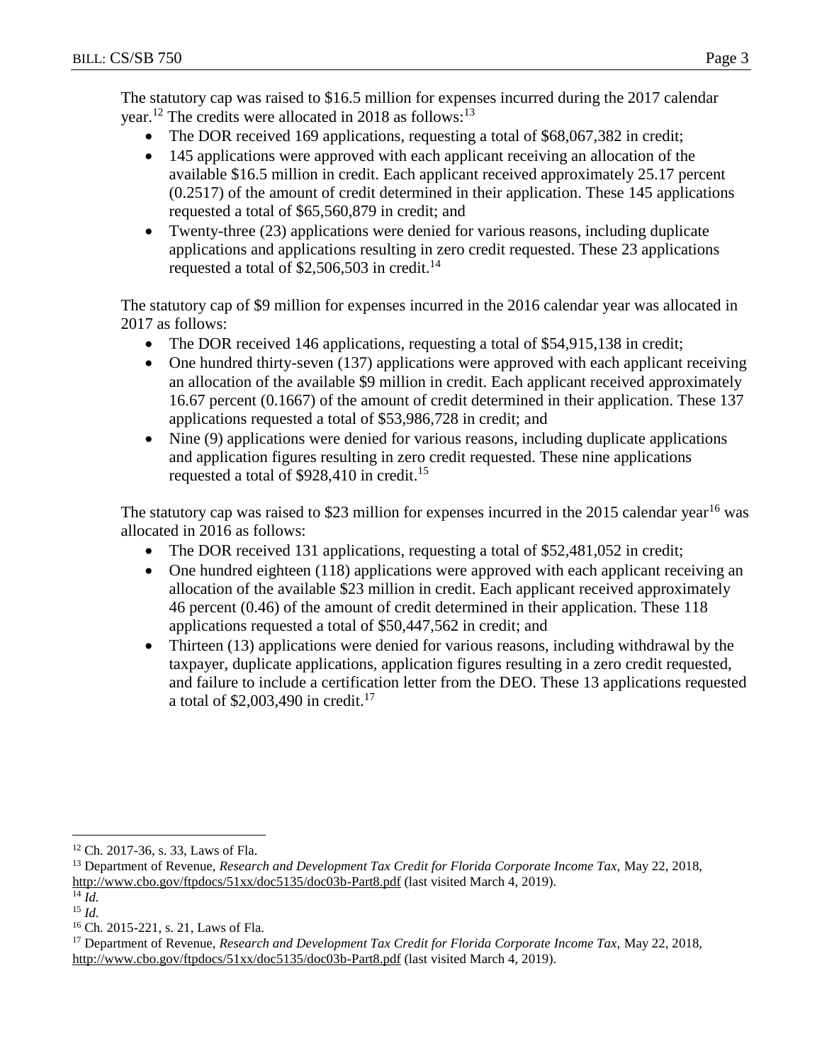The statutory cap was raised to $16.5 million for expenses incurred during the 2017 calendar year.[12] The credits were allocated in 2018 as follows:[13]

- The DOR received 169 applications, requesting a total of $68,067,382 in credit;
- 145 applications were approved with each applicant receiving an allocation of the available $16.5 million in credit. Each applicant received approximately 25.17 percent (0.2517) of the amount of credit determined in their application. These 145 applications requested a total of $65,560,879 in credit; and
- Twenty-three (23) applications were denied for various reasons, including duplicate applications and applications resulting in zero credit requested. These 23 applications requested a total of $2,506,503 in credit.[14]

The statutory cap of $9 million for expenses incurred in the 2016 calendar year was allocated in 2017 as follows:

- The DOR received 146 applications, requesting a total of $54,915,138 in credit;
- One hundred thirty-seven (137) applications were approved with each applicant receiving an allocation of the available $9 million in credit. Each applicant received approximately 16.67 percent (0.1667) of the amount of credit determined in their application. These 137 applications requested a total of $53,986,728 in credit; and
- Nine (9) applications were denied for various reasons, including duplicate applications and application figures resulting in zero credit requested. These nine applications requested a total of $928,410 in credit.[15]

The statutory cap was raised to $23 million for expenses incurred in the 2015 calendar year[16] was allocated in 2016 as follows:

- The DOR received 131 applications, requesting a total of $52,481,052 in credit;
- One hundred eighteen (118) applications were approved with each applicant receiving an allocation of the available $23 million in credit. Each applicant received approximately 46 percent (0.46) of the amount of credit determined in their application. These 118 applications requested a total of $50,447,562 in credit; and
- Thirteen (13) applications were denied for various reasons, including withdrawal by the taxpayer, duplicate applications, application figures resulting in a zero credit requested, and failure to include a certification letter from the DEO. These 13 applications requested a total of $2,003,490 in credit.[17]

---

[12] Ch. 2017-36, s. 33, Laws of Fla.

[13] Department of Revenue, *Research and Development Tax Credit for Florida Corporate Income Tax,* May 22, 2018, http://www.cbo.gov/ftpdocs/51xx/doc5135/doc03b-Part8.pdf (last visited March 4, 2019).

[14] *Id.*

[15] *Id.*

[16] Ch. 2015-221, s. 21, Laws of Fla.

[17] Department of Revenue, *Research and Development Tax Credit for Florida Corporate Income Tax,* May 22, 2018, http://www.cbo.gov/ftpdocs/51xx/doc5135/doc03b-Part8.pdf (last visited March 4, 2019).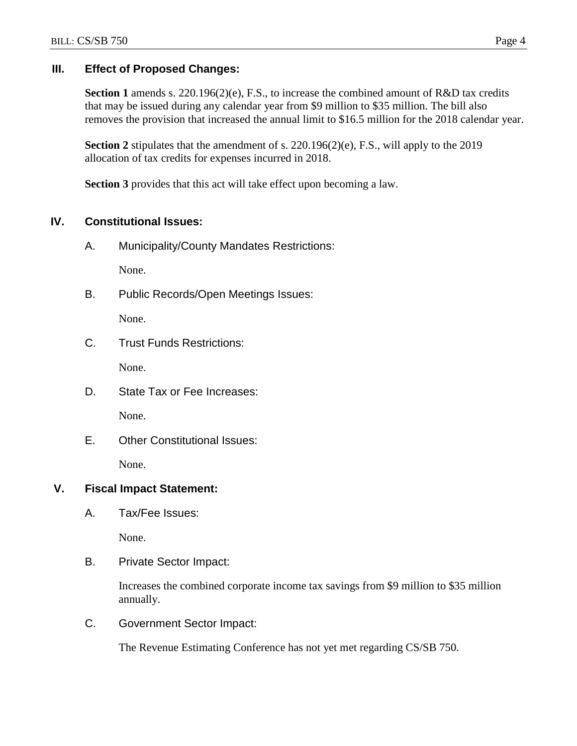## III. Effect of Proposed Changes:

**Section 1** amends s. 220.196(2)(e), F.S., to increase the combined amount of R&D tax credits that may be issued during any calendar year from $9 million to $35 million. The bill also removes the provision that increased the annual limit to $16.5 million for the 2018 calendar year.

**Section 2** stipulates that the amendment of s. 220.196(2)(e), F.S., will apply to the 2019 allocation of tax credits for expenses incurred in 2018.

**Section 3** provides that this act will take effect upon becoming a law.

## IV. Constitutional Issues:

### A. Municipality/County Mandates Restrictions:

None.

### B. Public Records/Open Meetings Issues:

None.

### C. Trust Funds Restrictions:

None.

### D. State Tax or Fee Increases:

None.

### E. Other Constitutional Issues:

None.

## V. Fiscal Impact Statement:

### A. Tax/Fee Issues:

None.

### B. Private Sector Impact:

Increases the combined corporate income tax savings from $9 million to $35 million annually.

### C. Government Sector Impact:

The Revenue Estimating Conference has not yet met regarding CS/SB 750.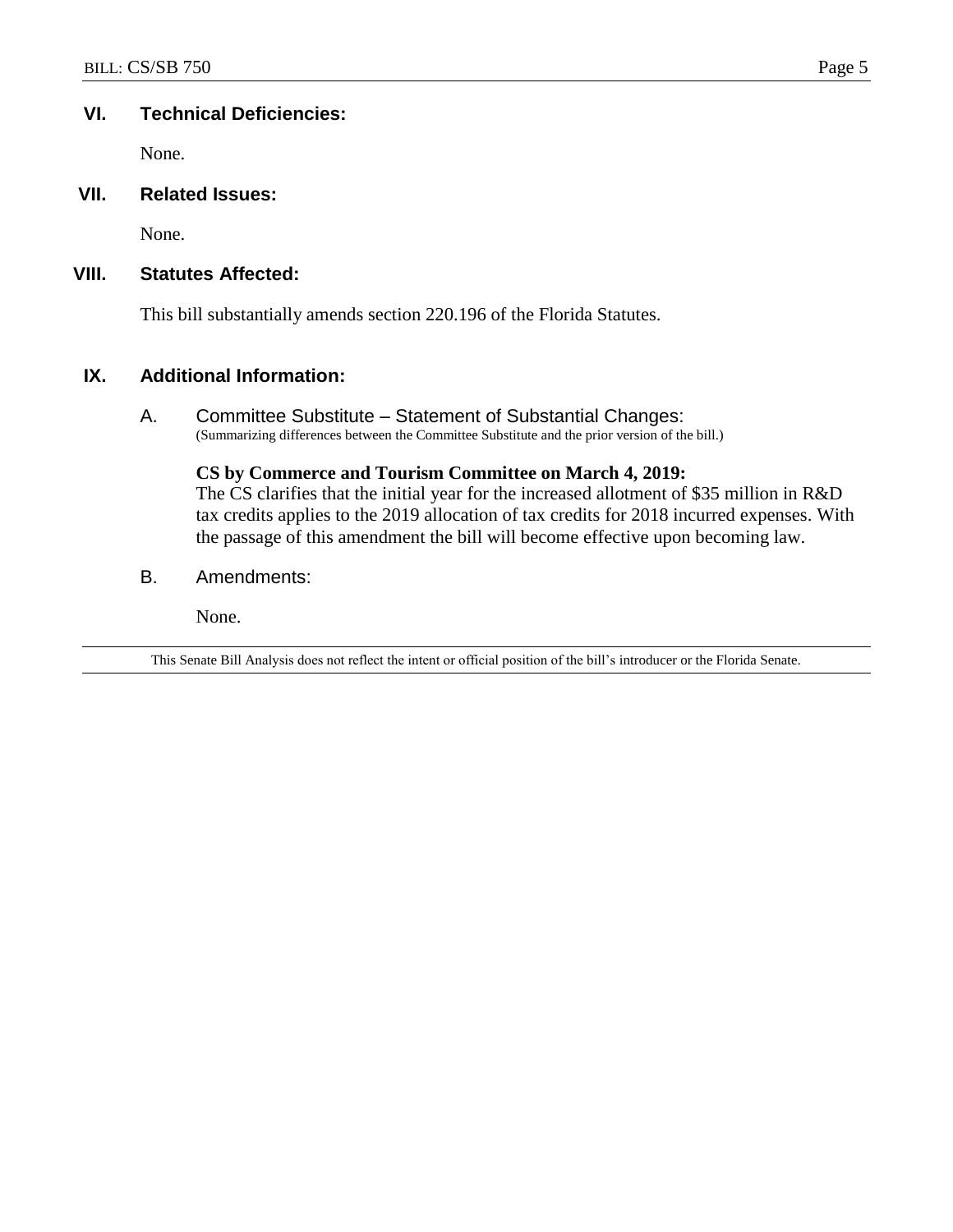## VI. Technical Deficiencies:

None.

## VII. Related Issues:

None.

## VIII. Statutes Affected:

This bill substantially amends section 220.196 of the Florida Statutes.

## IX. Additional Information:

### A. Committee Substitute – Statement of Substantial Changes:

(Summarizing differences between the Committee Substitute and the prior version of the bill.)

**CS by Commerce and Tourism Committee on March 4, 2019:**

The CS clarifies that the initial year for the increased allotment of $35 million in R&D tax credits applies to the 2019 allocation of tax credits for 2018 incurred expenses. With the passage of this amendment the bill will become effective upon becoming law.

### B. Amendments:

None.

This Senate Bill Analysis does not reflect the intent or official position of the bill's introducer or the Florida Senate.